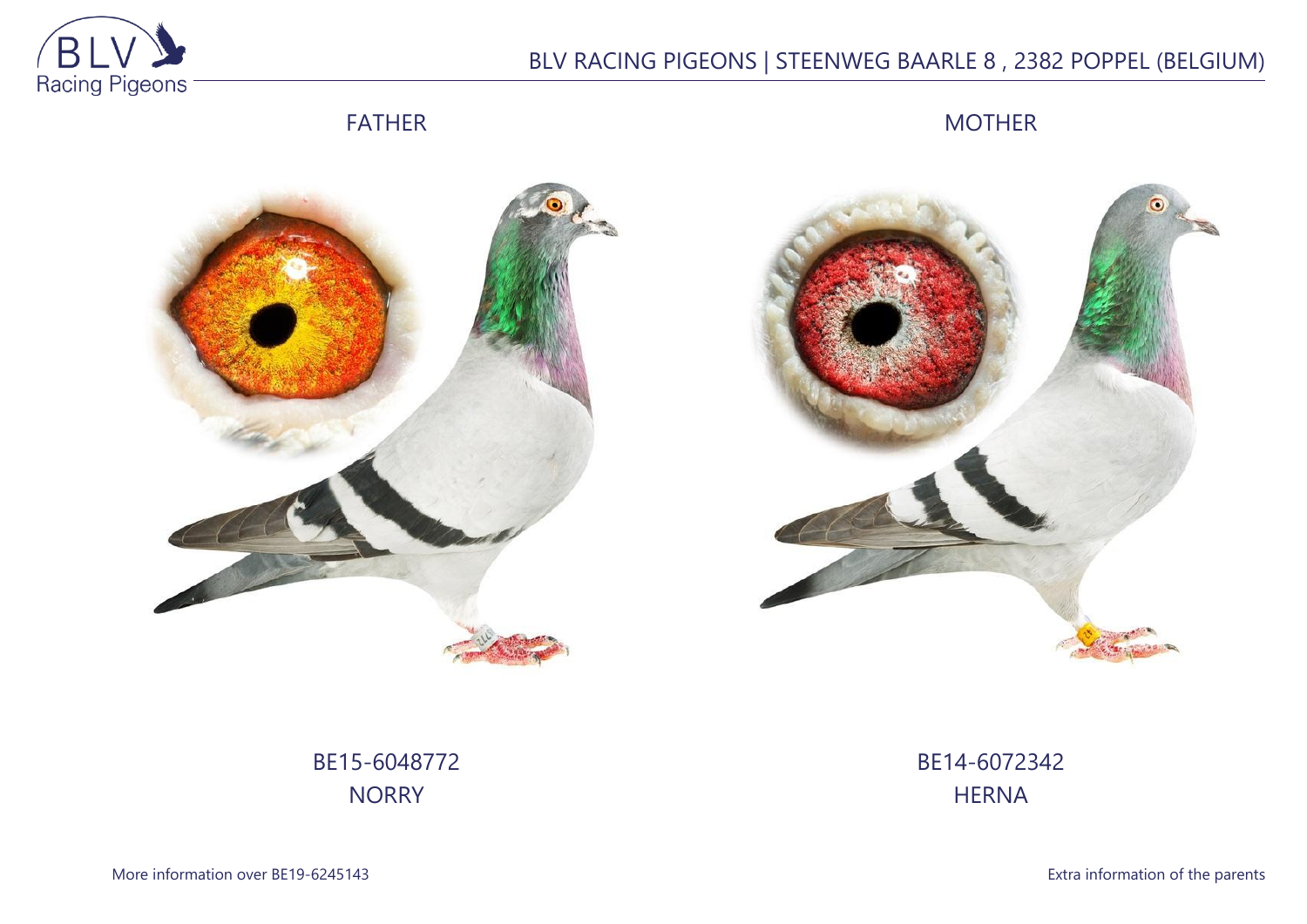BLV RACING PIGEONS | STEENWEG BAARLE 8 , 2382 POPPEL (BELGIUM)

FATHER

MOTHER

BE15-6048772
NORRY

BE14-6072342
HERNA

More information over BE19-6245143

Extra information of the parents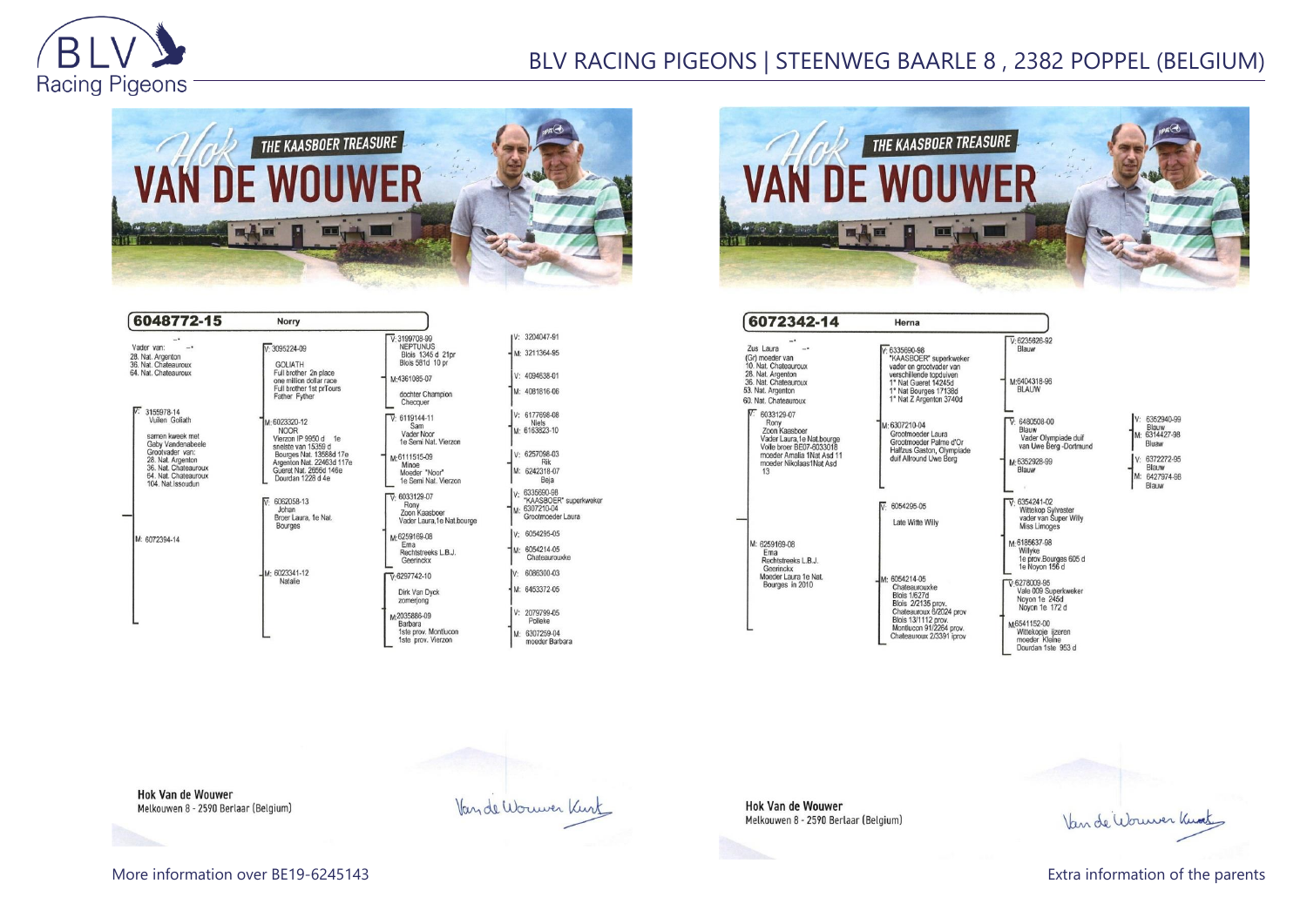# BLV RACING PIGEONS | STEENWEG BAARLE 8 , 2382 POPPEL (BELGIUM)

## Hok VAN DE WOUWER — THE KAASBOER TREASURE

### 6048772-15 — Norry

Vader van:
28. Nat. Argenton
36. Nat. Chateauroux
64. Nat. Chateauroux

**V: 3155978-14** Vuilen Goliath
samen kweek met Gaby Vandenabeele
Grootvader van:
28. Nat. Argenton
36. Nat. Chateauroux
64. Nat. Chateauroux
104. Nat.Issoudun

- V: 3095224-09 GOLIATH — Full brother 2n place one million dollar race, Full brother 1st prTours, Father Fyther
  - V: 3199708-99 NEPTUNUS — Blois 1345 d 21pr, Blois 581d 10 pr
    - V: 3204047-91
    - M: 3211364-95
  - M: 4361085-07 — dochter Champion Checquer
    - V: 4094638-01
    - M: 4081816-06
- M: 6023320-12 NOOR — Vierzon IP 9950 d 1e, snelste van 15359 d, Bourges Nat. 13588d 17e, Argenton Nat. 22463d 117e, Gueret Nat. 2656d 146e, Dourdan 1228 d 4e
  - V: 6119144-11 Sam — Vader Noor, 1e Semi Nat. Vierzon
    - V: 6177698-08 Niels
    - M: 6163823-10
  - M: 6111515-09 Minoe — Moeder "Noor", 1e Semi Nat. Vierzon
    - V: 6257098-03 Rik
    - M: 6242318-07 Beja

**M: 6072394-14**

- V: 6062058-13 Johan — Broer Laura, 1e Nat. Bourges
  - V: 6033129-07 Rony — Zoon Kaasboer, Vader Laura,1e Nat.bourge
    - V: 6335690-98 "KAASBOER" superkweker
    - M: 6307210-04 Grootmoeder Laura
  - M: 6259169-08 Ema — Rechtstreeks L.B.J. Geerinckx
    - V: 6054295-05
    - M: 6054214-05 Chateaurouxke
- M: 6023341-12 Natalie
  - V: 6297742-10 — Dirk Van Dyck zomerjong
    - V: 6086300-03
    - M: 6453372-05
  - M: 2035886-09 Barbara — 1ste prov. Montlucon, 1ste prov. Vierzon
    - V: 2079799-05 Polleke
    - M: 6307259-04 moeder Barbara

Hok Van de Wouwer
Melkouwen 8 - 2590 Berlaar (Belgium)

Van de Wouwer Kurt

More information over BE19-6245143

## Hok VAN DE WOUWER — THE KAASBOER TREASURE

### 6072342-14 — Herna

Zus Laura
(Gr) moeder van
10. Nat. Chateauroux
28. Nat. Argenton
36. Nat. Chateauroux
53. Nat. Argenton
60. Nat. Chateauroux

**V: 6033129-07** Rony — Zoon Kaasboer, Vader Laura,1e Nat.bourge, Volle broer BE07-6033018, moeder Amelia 1Nat Asd 11, moeder Nikolaas1Nat Asd 13

- V: 6335690-98 "KAASBOER" superkweker — vader en grootvader van verschillende topduiven, 1° Nat Gueret 14245d, 1° Nat Bourges 17138d, 1° Nat Z Argenton 3740d
  - V: 6235626-92 Blauw
  - M: 6404318-96 BLAUW
- M: 6307210-04 — Grootmoeder Laura, Grootmoeder Palme d'Or, Halfzus Gaston, Olympiade duif Allround Uwe Berg
  - V: 6480508-00 Blauw — Vader Olympiade duif van Uwe Berg -Dortmund
    - V: 6352940-99 Blauw
    - M: 6314427-98 Blauw
  - M: 6352928-99 Blauw
    - V: 6372272-95 Blauw
    - M: 6427974-96 Blauw

**M: 6259169-08** Ema — Rechtstreeks L.B.J. Geerinckx, Moeder Laura 1e Nat. Bourges in 2010

- V: 6054295-05 — Late Witte Willy
  - V: 6354241-02 — Witte kop Sylvester, vader van Super Willy, Miss Limoges
  - M: 6185637-98 Willyke — 1e prov.Bourges 605 d, 1e Noyon 156 d
- M: 6054214-05 Chateaurouxke — Blois 1/627d, Blois 2/2135 prov., Chateauroux 6/2024 prov, Blois 13/1112 prov., Montlucon 91/2264 prov., Chateauroux 2/3391 iprov
  - V: 6278009-95 — Vale 009 Superkweker, Noyon 1e 245d, Noyon 1e 172 d
  - M: 6541152-00 — Wittekopje ijzeren moeder Kleine, Dourdan 1ste 953 d

Hok Van de Wouwer
Melkouwen 8 - 2590 Berlaar (Belgium)

Van de Wouwer Kurt

Extra information of the parents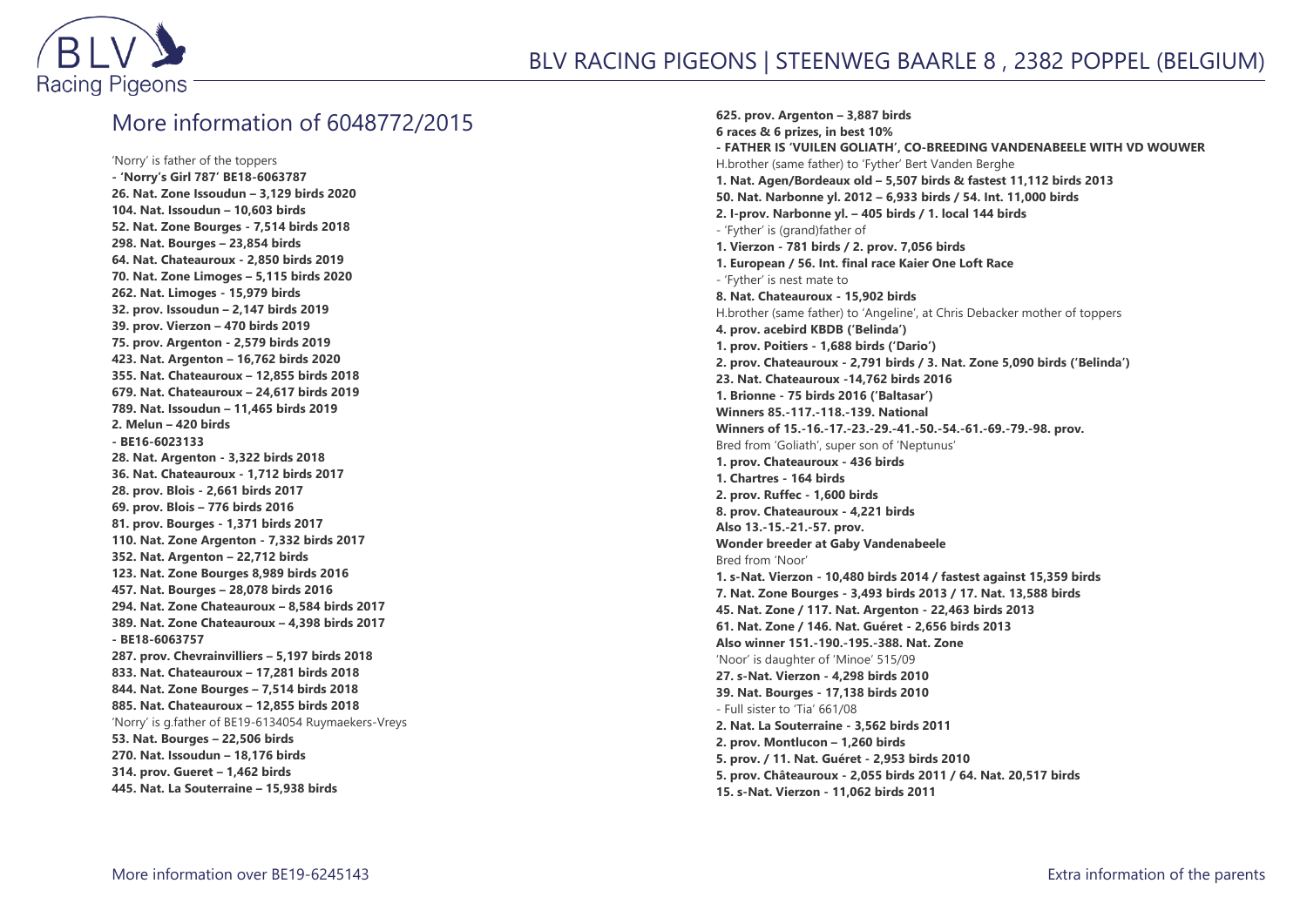## More information of 6048772/2015

'Norry' is father of the toppers

**- 'Norry's Girl 787' BE18-6063787**
**26. Nat. Zone Issoudun – 3,129 birds 2020**
**104. Nat. Issoudun – 10,603 birds**
**52. Nat. Zone Bourges - 7,514 birds 2018**
**298. Nat. Bourges – 23,854 birds**
**64. Nat. Chateauroux - 2,850 birds 2019**
**70. Nat. Zone Limoges – 5,115 birds 2020**
**262. Nat. Limoges - 15,979 birds**
**32. prov. Issoudun – 2,147 birds 2019**
**39. prov. Vierzon – 470 birds 2019**
**75. prov. Argenton - 2,579 birds 2019**
**423. Nat. Argenton – 16,762 birds 2020**
**355. Nat. Chateauroux – 12,855 birds 2018**
**679. Nat. Chateauroux – 24,617 birds 2019**
**789. Nat. Issoudun – 11,465 birds 2019**
**2. Melun – 420 birds**

**- BE16-6023133**
**28. Nat. Argenton - 3,322 birds 2018**
**36. Nat. Chateauroux - 1,712 birds 2017**
**28. prov. Blois - 2,661 birds 2017**
**69. prov. Blois – 776 birds 2016**
**81. prov. Bourges - 1,371 birds 2017**
**110. Nat. Zone Argenton - 7,332 birds 2017**
**352. Nat. Argenton – 22,712 birds**
**123. Nat. Zone Bourges 8,989 birds 2016**
**457. Nat. Bourges – 28,078 birds 2016**
**294. Nat. Zone Chateauroux – 8,584 birds 2017**
**389. Nat. Zone Chateauroux – 4,398 birds 2017**

**- BE18-6063757**
**287. prov. Chevrainvilliers – 5,197 birds 2018**
**833. Nat. Chateauroux – 17,281 birds 2018**
**844. Nat. Zone Bourges – 7,514 birds 2018**
**885. Nat. Chateauroux – 12,855 birds 2018**

'Norry' is g.father of BE19-6134054 Ruymaekers-Vreys
**53. Nat. Bourges – 22,506 birds**
**270. Nat. Issoudun – 18,176 birds**
**314. prov. Gueret – 1,462 birds**
**445. Nat. La Souterraine – 15,938 birds**
**625. prov. Argenton – 3,887 birds**
**6 races & 6 prizes, in best 10%**

**- FATHER IS 'VUILEN GOLIATH', CO-BREEDING VANDENABEELE WITH VD WOUWER**

H.brother (same father) to 'Fyther' Bert Vanden Berghe
**1. Nat. Agen/Bordeaux old – 5,507 birds & fastest 11,112 birds 2013**
**50. Nat. Narbonne yl. 2012 – 6,933 birds / 54. Int. 11,000 birds**
**2. I-prov. Narbonne yl. – 405 birds / 1. local 144 birds**

- 'Fyther' is (grand)father of
**1. Vierzon - 781 birds / 2. prov. 7,056 birds**
**1. European / 56. Int. final race Kaier One Loft Race**

- 'Fyther' is nest mate to
**8. Nat. Chateauroux - 15,902 birds**

H.brother (same father) to 'Angeline', at Chris Debacker mother of toppers
**4. prov. acebird KBDB ('Belinda')**
**1. prov. Poitiers - 1,688 birds ('Dario')**
**2. prov. Chateauroux - 2,791 birds / 3. Nat. Zone 5,090 birds ('Belinda')**
**23. Nat. Chateauroux -14,762 birds 2016**
**1. Brionne - 75 birds 2016 ('Baltasar')**
**Winners 85.-117.-118.-139. National**
**Winners of 15.-16.-17.-23.-29.-41.-50.-54.-61.-69.-79.-98. prov.**

Bred from 'Goliath', super son of 'Neptunus'
**1. prov. Chateauroux - 436 birds**
**1. Chartres - 164 birds**
**2. prov. Ruffec - 1,600 birds**
**8. prov. Chateauroux - 4,221 birds**
**Also 13.-15.-21.-57. prov.**
**Wonder breeder at Gaby Vandenabeele**

Bred from 'Noor'
**1. s-Nat. Vierzon - 10,480 birds 2014 / fastest against 15,359 birds**
**7. Nat. Zone Bourges - 3,493 birds 2013 / 17. Nat. 13,588 birds**
**45. Nat. Zone / 117. Nat. Argenton - 22,463 birds 2013**
**61. Nat. Zone / 146. Nat. Guéret - 2,656 birds 2013**
**Also winner 151.-190.-195.-388. Nat. Zone**

'Noor' is daughter of 'Minoe' 515/09
**27. s-Nat. Vierzon - 4,298 birds 2010**
**39. Nat. Bourges - 17,138 birds 2010**

- Full sister to 'Tia' 661/08
**2. Nat. La Souterraine - 3,562 birds 2011**
**2. prov. Montlucon – 1,260 birds**
**5. prov. / 11. Nat. Guéret - 2,953 birds 2010**
**5. prov. Châteauroux - 2,055 birds 2011 / 64. Nat. 20,517 birds**
**15. s-Nat. Vierzon - 11,062 birds 2011**

More information over BE19-6245143

Extra information of the parents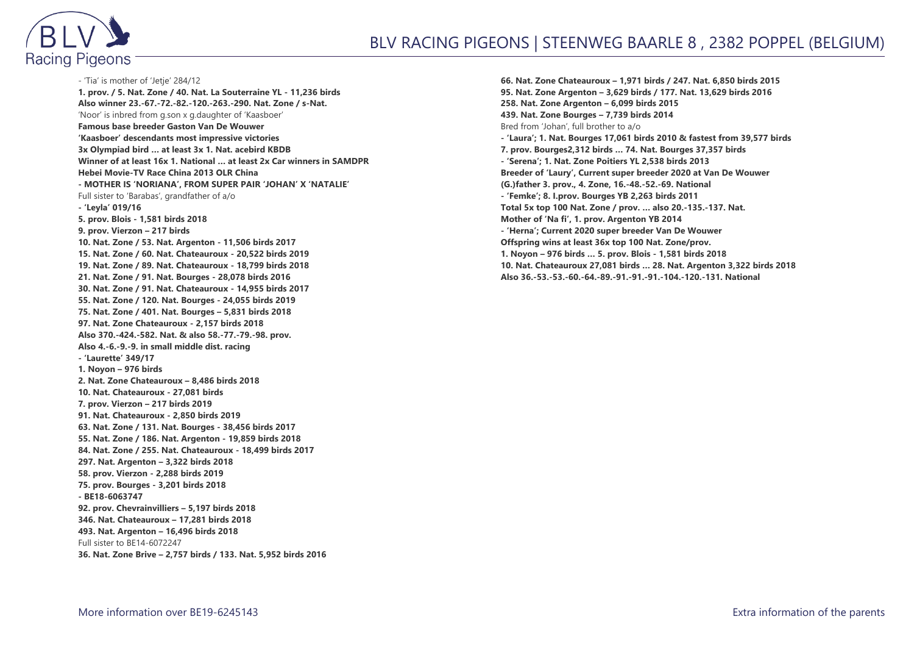- 'Tia' is mother of 'Jetje' 284/12
**1. prov. / 5. Nat. Zone / 40. Nat. La Souterraine YL - 11,236 birds**
**Also winner 23.-67.-72.-82.-120.-263.-290. Nat. Zone / s-Nat.**
'Noor' is inbred from g.son x g.daughter of 'Kaasboer'
**Famous base breeder Gaston Van De Wouwer**
**'Kaasboer' descendants most impressive victories**
**3x Olympiad bird … at least 3x 1. Nat. acebird KBDB**
**Winner of at least 16x 1. National … at least 2x Car winners in SAMDPR**
**Hebei Movie-TV Race China 2013 OLR China**
**- MOTHER IS 'NORIANA', FROM SUPER PAIR 'JOHAN' X 'NATALIE'**
Full sister to 'Barabas', grandfather of a/o
**- 'Leyla' 019/16**
**5. prov. Blois - 1,581 birds 2018**
**9. prov. Vierzon – 217 birds**
**10. Nat. Zone / 53. Nat. Argenton - 11,506 birds 2017**
**15. Nat. Zone / 60. Nat. Chateauroux - 20,522 birds 2019**
**19. Nat. Zone / 89. Nat. Chateauroux - 18,799 birds 2018**
**21. Nat. Zone / 91. Nat. Bourges - 28,078 birds 2016**
**30. Nat. Zone / 91. Nat. Chateauroux - 14,955 birds 2017**
**55. Nat. Zone / 120. Nat. Bourges - 24,055 birds 2019**
**75. Nat. Zone / 401. Nat. Bourges – 5,831 birds 2018**
**97. Nat. Zone Chateauroux - 2,157 birds 2018**
**Also 370.-424.-582. Nat. & also 58.-77.-79.-98. prov.**
**Also 4.-6.-9.-9. in small middle dist. racing**
**- 'Laurette' 349/17**
**1. Noyon – 976 birds**
**2. Nat. Zone Chateauroux – 8,486 birds 2018**
**10. Nat. Chateauroux - 27,081 birds**
**7. prov. Vierzon – 217 birds 2019**
**91. Nat. Chateauroux - 2,850 birds 2019**
**63. Nat. Zone / 131. Nat. Bourges - 38,456 birds 2017**
**55. Nat. Zone / 186. Nat. Argenton - 19,859 birds 2018**
**84. Nat. Zone / 255. Nat. Chateauroux - 18,499 birds 2017**
**297. Nat. Argenton – 3,322 birds 2018**
**58. prov. Vierzon - 2,288 birds 2019**
**75. prov. Bourges - 3,201 birds 2018**
**- BE18-6063747**
**92. prov. Chevrainvilliers – 5,197 birds 2018**
**346. Nat. Chateauroux – 17,281 birds 2018**
**493. Nat. Argenton – 16,496 birds 2018**
Full sister to BE14-6072247
**36. Nat. Zone Brive – 2,757 birds / 133. Nat. 5,952 birds 2016**
**66. Nat. Zone Chateauroux – 1,971 birds / 247. Nat. 6,850 birds 2015**
**95. Nat. Zone Argenton – 3,629 birds / 177. Nat. 13,629 birds 2016**
**258. Nat. Zone Argenton – 6,099 birds 2015**
**439. Nat. Zone Bourges – 7,739 birds 2014**
Bred from 'Johan', full brother to a/o
**- 'Laura'; 1. Nat. Bourges 17,061 birds 2010 & fastest from 39,577 birds**
**7. prov. Bourges2,312 birds … 74. Nat. Bourges 37,357 birds**
**- 'Serena'; 1. Nat. Zone Poitiers YL 2,538 birds 2013**
**Breeder of 'Laury', Current super breeder 2020 at Van De Wouwer**
**(G.)father 3. prov., 4. Zone, 16.-48.-52.-69. National**
**- 'Femke'; 8. I.prov. Bourges YB 2,263 birds 2011**
**Total 5x top 100 Nat. Zone / prov. … also 20.-135.-137. Nat.**
**Mother of 'Na fi', 1. prov. Argenton YB 2014**
**- 'Herna'; Current 2020 super breeder Van De Wouwer**
**Offspring wins at least 36x top 100 Nat. Zone/prov.**
**1. Noyon – 976 birds … 5. prov. Blois - 1,581 birds 2018**
**10. Nat. Chateauroux 27,081 birds … 28. Nat. Argenton 3,322 birds 2018**
**Also 36.-53.-53.-60.-64.-89.-91.-91.-91.-104.-120.-131. National**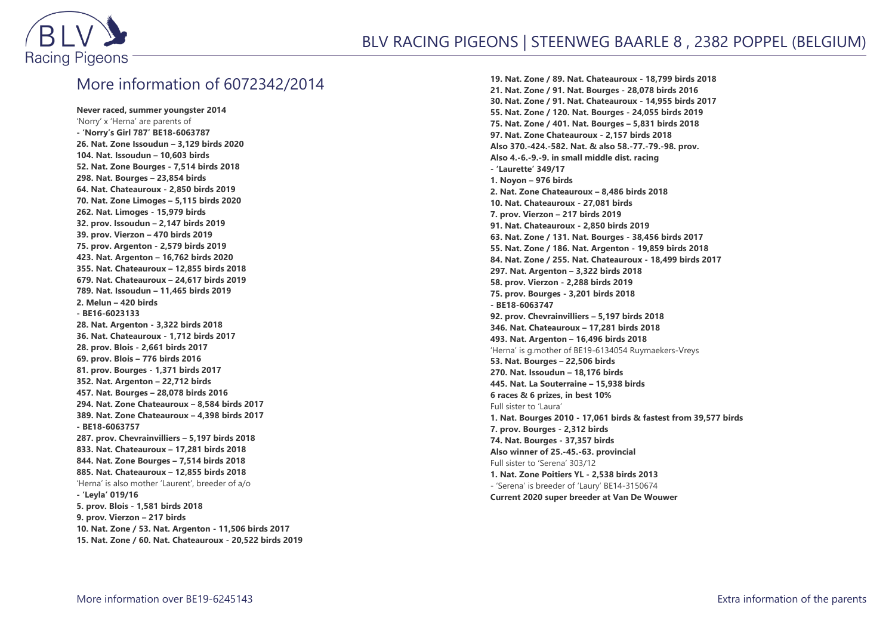## More information of 6072342/2014

**Never raced, summer youngster 2014**
'Norry' x 'Herna' are parents of
**- 'Norry's Girl 787' BE18-6063787**
**26. Nat. Zone Issoudun – 3,129 birds 2020**
**104. Nat. Issoudun – 10,603 birds**
**52. Nat. Zone Bourges - 7,514 birds 2018**
**298. Nat. Bourges – 23,854 birds**
**64. Nat. Chateauroux - 2,850 birds 2019**
**70. Nat. Zone Limoges – 5,115 birds 2020**
**262. Nat. Limoges - 15,979 birds**
**32. prov. Issoudun – 2,147 birds 2019**
**39. prov. Vierzon – 470 birds 2019**
**75. prov. Argenton - 2,579 birds 2019**
**423. Nat. Argenton – 16,762 birds 2020**
**355. Nat. Chateauroux – 12,855 birds 2018**
**679. Nat. Chateauroux – 24,617 birds 2019**
**789. Nat. Issoudun – 11,465 birds 2019**
**2. Melun – 420 birds**
**- BE16-6023133**
**28. Nat. Argenton - 3,322 birds 2018**
**36. Nat. Chateauroux - 1,712 birds 2017**
**28. prov. Blois - 2,661 birds 2017**
**69. prov. Blois – 776 birds 2016**
**81. prov. Bourges - 1,371 birds 2017**
**352. Nat. Argenton – 22,712 birds**
**457. Nat. Bourges – 28,078 birds 2016**
**294. Nat. Zone Chateauroux – 8,584 birds 2017**
**389. Nat. Zone Chateauroux – 4,398 birds 2017**
**- BE18-6063757**
**287. prov. Chevrainvilliers – 5,197 birds 2018**
**833. Nat. Chateauroux – 17,281 birds 2018**
**844. Nat. Zone Bourges – 7,514 birds 2018**
**885. Nat. Chateauroux – 12,855 birds 2018**
'Herna' is also mother 'Laurent', breeder of a/o
**- 'Leyla' 019/16**
**5. prov. Blois - 1,581 birds 2018**
**9. prov. Vierzon – 217 birds**
**10. Nat. Zone / 53. Nat. Argenton - 11,506 birds 2017**
**15. Nat. Zone / 60. Nat. Chateauroux - 20,522 birds 2019**
**19. Nat. Zone / 89. Nat. Chateauroux - 18,799 birds 2018**
**21. Nat. Zone / 91. Nat. Bourges - 28,078 birds 2016**
**30. Nat. Zone / 91. Nat. Chateauroux - 14,955 birds 2017**
**55. Nat. Zone / 120. Nat. Bourges - 24,055 birds 2019**
**75. Nat. Zone / 401. Nat. Bourges – 5,831 birds 2018**
**97. Nat. Zone Chateauroux - 2,157 birds 2018**
**Also 370.-424.-582. Nat. & also 58.-77.-79.-98. prov.**
**Also 4.-6.-9.-9. in small middle dist. racing**
**- 'Laurette' 349/17**
**1. Noyon – 976 birds**
**2. Nat. Zone Chateauroux – 8,486 birds 2018**
**10. Nat. Chateauroux - 27,081 birds**
**7. prov. Vierzon – 217 birds 2019**
**91. Nat. Chateauroux - 2,850 birds 2019**
**63. Nat. Zone / 131. Nat. Bourges - 38,456 birds 2017**
**55. Nat. Zone / 186. Nat. Argenton - 19,859 birds 2018**
**84. Nat. Zone / 255. Nat. Chateauroux - 18,499 birds 2017**
**297. Nat. Argenton – 3,322 birds 2018**
**58. prov. Vierzon - 2,288 birds 2019**
**75. prov. Bourges - 3,201 birds 2018**
**- BE18-6063747**
**92. prov. Chevrainvilliers – 5,197 birds 2018**
**346. Nat. Chateauroux – 17,281 birds 2018**
**493. Nat. Argenton – 16,496 birds 2018**
'Herna' is g.mother of BE19-6134054 Ruymaekers-Vreys
**53. Nat. Bourges – 22,506 birds**
**270. Nat. Issoudun – 18,176 birds**
**445. Nat. La Souterraine – 15,938 birds**
**6 races & 6 prizes, in best 10%**
Full sister to 'Laura'
**1. Nat. Bourges 2010 - 17,061 birds & fastest from 39,577 birds**
**7. prov. Bourges - 2,312 birds**
**74. Nat. Bourges - 37,357 birds**
**Also winner of 25.-45.-63. provincial**
Full sister to 'Serena' 303/12
**1. Nat. Zone Poitiers YL - 2,538 birds 2013**
- 'Serena' is breeder of 'Laury' BE14-3150674
**Current 2020 super breeder at Van De Wouwer**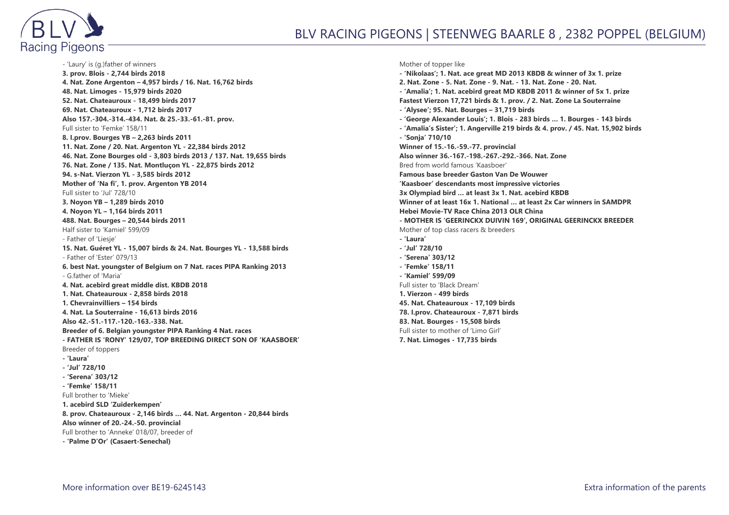- 'Laury' is (g.)father of winners
**3. prov. Blois - 2,744 birds 2018**
**4. Nat. Zone Argenton – 4,957 birds / 16. Nat. 16,762 birds**
**48. Nat. Limoges - 15,979 birds 2020**
**52. Nat. Chateauroux - 18,499 birds 2017**
**69. Nat. Chateauroux - 1,712 birds 2017**
**Also 157.-304.-314.-434. Nat. & 25.-33.-61.-81. prov.**
Full sister to 'Femke' 158/11
**8. I.prov. Bourges YB – 2,263 birds 2011**
**11. Nat. Zone / 20. Nat. Argenton YL - 22,384 birds 2012**
**46. Nat. Zone Bourges old - 3,803 birds 2013 / 137. Nat. 19,655 birds**
**76. Nat. Zone / 135. Nat. Montluçon YL - 22,875 birds 2012**
**94. s-Nat. Vierzon YL - 3,585 birds 2012**
**Mother of 'Na fi', 1. prov. Argenton YB 2014**
Full sister to 'Jul' 728/10
**3. Noyon YB – 1,289 birds 2010**
**4. Noyon YL – 1,164 birds 2011**
**488. Nat. Bourges – 20,544 birds 2011**
Half sister to 'Kamiel' 599/09
- Father of 'Liesje'
**15. Nat. Guéret YL - 15,007 birds & 24. Nat. Bourges YL - 13,588 birds**
- Father of 'Ester' 079/13
**6. best Nat. youngster of Belgium on 7 Nat. races PIPA Ranking 2013**
- G.father of 'Maria'
**4. Nat. acebird great middle dist. KBDB 2018**
**1. Nat. Chateauroux - 2,858 birds 2018**
**1. Chevrainvilliers – 154 birds**
**4. Nat. La Souterraine - 16,613 birds 2016**
**Also 42.-51.-117.-120.-163.-338. Nat.**
**Breeder of 6. Belgian youngster PIPA Ranking 4 Nat. races**
**- FATHER IS 'RONY' 129/07, TOP BREEDING DIRECT SON OF 'KAASBOER'**
Breeder of toppers
**- 'Laura'**
**- 'Jul' 728/10**
**- 'Serena' 303/12**
**- 'Femke' 158/11**
Full brother to 'Mieke'
**1. acebird SLD 'Zuiderkempen'**
**8. prov. Chateauroux - 2,146 birds ... 44. Nat. Argenton - 20,844 birds**
**Also winner of 20.-24.-50. provincial**
Full brother to 'Anneke' 018/07, breeder of
**- 'Palme D'Or' (Casaert-Senechal)**

Mother of topper like
**- 'Nikolaas'; 1. Nat. ace great MD 2013 KBDB & winner of 3x 1. prize**
**2. Nat. Zone - 5. Nat. Zone - 9. Nat. - 13. Nat. Zone - 20. Nat.**
**- 'Amalia'; 1. Nat. acebird great MD KBDB 2011 & winner of 5x 1. prize**
**Fastest Vierzon 17,721 birds & 1. prov. / 2. Nat. Zone La Souterraine**
**- 'Alysee'; 95. Nat. Bourges – 31,719 birds**
**- 'George Alexander Louis'; 1. Blois - 283 birds ... 1. Bourges - 143 birds**
**- 'Amalia's Sister'; 1. Angerville 219 birds & 4. prov. / 45. Nat. 15,902 birds**
**- 'Sonja' 710/10**
**Winner of 15.-16.-59.-77. provincial**
**Also winner 36.-167.-198.-267.-292.-366. Nat. Zone**
Bred from world famous 'Kaasboer'
**Famous base breeder Gaston Van De Wouwer**
**'Kaasboer' descendants most impressive victories**
**3x Olympiad bird ... at least 3x 1. Nat. acebird KBDB**
**Winner of at least 16x 1. National ... at least 2x Car winners in SAMDPR**
**Hebei Movie-TV Race China 2013 OLR China**
**- MOTHER IS 'GEERINCKX DUIVIN 169', ORIGINAL GEERINCKX BREEDER**
Mother of top class racers & breeders
**- 'Laura'**
**- 'Jul' 728/10**
**- 'Serena' 303/12**
**- 'Femke' 158/11**
**- 'Kamiel' 599/09**
Full sister to 'Black Dream'
**1. Vierzon - 499 birds**
**45. Nat. Chateauroux - 17,109 birds**
**78. I.prov. Chateauroux - 7,871 birds**
**83. Nat. Bourges - 15,508 birds**
Full sister to mother of 'Limo Girl'
**7. Nat. Limoges - 17,735 birds**

More information over BE19-6245143

Extra information of the parents